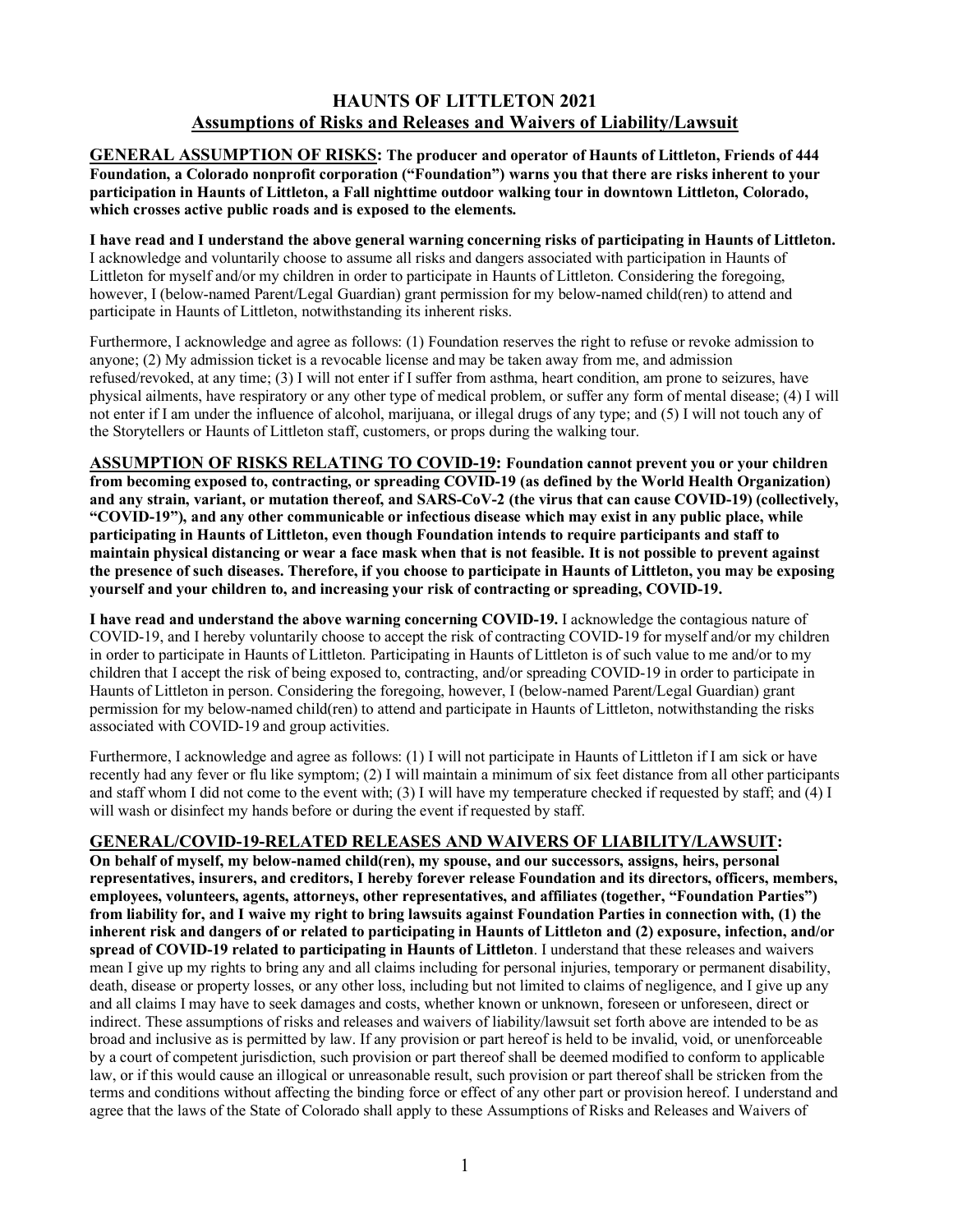# HAUNTS OF LITTLETON 2021
## Assumptions of Risks and Releases and Waivers of Liability/Lawsuit

**GENERAL ASSUMPTION OF RISKS: The producer and operator of Haunts of Littleton, Friends of 444 Foundation, a Colorado nonprofit corporation ("Foundation") warns you that there are risks inherent to your participation in Haunts of Littleton, a Fall nighttime outdoor walking tour in downtown Littleton, Colorado, which crosses active public roads and is exposed to the elements.**

**I have read and I understand the above general warning concerning risks of participating in Haunts of Littleton.** I acknowledge and voluntarily choose to assume all risks and dangers associated with participation in Haunts of Littleton for myself and/or my children in order to participate in Haunts of Littleton. Considering the foregoing, however, I (below-named Parent/Legal Guardian) grant permission for my below-named child(ren) to attend and participate in Haunts of Littleton, notwithstanding its inherent risks.

Furthermore, I acknowledge and agree as follows: (1) Foundation reserves the right to refuse or revoke admission to anyone; (2) My admission ticket is a revocable license and may be taken away from me, and admission refused/revoked, at any time; (3) I will not enter if I suffer from asthma, heart condition, am prone to seizures, have physical ailments, have respiratory or any other type of medical problem, or suffer any form of mental disease; (4) I will not enter if I am under the influence of alcohol, marijuana, or illegal drugs of any type; and (5) I will not touch any of the Storytellers or Haunts of Littleton staff, customers, or props during the walking tour.

**ASSUMPTION OF RISKS RELATING TO COVID-19: Foundation cannot prevent you or your children from becoming exposed to, contracting, or spreading COVID-19 (as defined by the World Health Organization) and any strain, variant, or mutation thereof, and SARS-CoV-2 (the virus that can cause COVID-19) (collectively, "COVID-19"), and any other communicable or infectious disease which may exist in any public place, while participating in Haunts of Littleton, even though Foundation intends to require participants and staff to maintain physical distancing or wear a face mask when that is not feasible. It is not possible to prevent against the presence of such diseases. Therefore, if you choose to participate in Haunts of Littleton, you may be exposing yourself and your children to, and increasing your risk of contracting or spreading, COVID-19.**

**I have read and understand the above warning concerning COVID-19.** I acknowledge the contagious nature of COVID-19, and I hereby voluntarily choose to accept the risk of contracting COVID-19 for myself and/or my children in order to participate in Haunts of Littleton. Participating in Haunts of Littleton is of such value to me and/or to my children that I accept the risk of being exposed to, contracting, and/or spreading COVID-19 in order to participate in Haunts of Littleton in person. Considering the foregoing, however, I (below-named Parent/Legal Guardian) grant permission for my below-named child(ren) to attend and participate in Haunts of Littleton, notwithstanding the risks associated with COVID-19 and group activities.

Furthermore, I acknowledge and agree as follows: (1) I will not participate in Haunts of Littleton if I am sick or have recently had any fever or flu like symptom; (2) I will maintain a minimum of six feet distance from all other participants and staff whom I did not come to the event with; (3) I will have my temperature checked if requested by staff; and (4) I will wash or disinfect my hands before or during the event if requested by staff.

**GENERAL/COVID-19-RELATED RELEASES AND WAIVERS OF LIABILITY/LAWSUIT: On behalf of myself, my below-named child(ren), my spouse, and our successors, assigns, heirs, personal representatives, insurers, and creditors, I hereby forever release Foundation and its directors, officers, members, employees, volunteers, agents, attorneys, other representatives, and affiliates (together, "Foundation Parties") from liability for, and I waive my right to bring lawsuits against Foundation Parties in connection with, (1) the inherent risk and dangers of or related to participating in Haunts of Littleton and (2) exposure, infection, and/or spread of COVID-19 related to participating in Haunts of Littleton**. I understand that these releases and waivers mean I give up my rights to bring any and all claims including for personal injuries, temporary or permanent disability, death, disease or property losses, or any other loss, including but not limited to claims of negligence, and I give up any and all claims I may have to seek damages and costs, whether known or unknown, foreseen or unforeseen, direct or indirect. These assumptions of risks and releases and waivers of liability/lawsuit set forth above are intended to be as broad and inclusive as is permitted by law. If any provision or part hereof is held to be invalid, void, or unenforceable by a court of competent jurisdiction, such provision or part thereof shall be deemed modified to conform to applicable law, or if this would cause an illogical or unreasonable result, such provision or part thereof shall be stricken from the terms and conditions without affecting the binding force or effect of any other part or provision hereof. I understand and agree that the laws of the State of Colorado shall apply to these Assumptions of Risks and Releases and Waivers of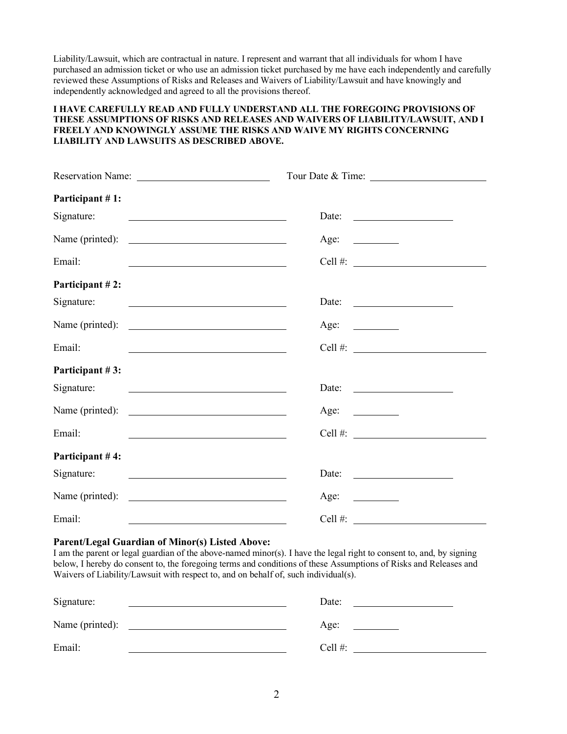Liability/Lawsuit, which are contractual in nature. I represent and warrant that all individuals for whom I have purchased an admission ticket or who use an admission ticket purchased by me have each independently and carefully reviewed these Assumptions of Risks and Releases and Waivers of Liability/Lawsuit and have knowingly and independently acknowledged and agreed to all the provisions thereof.

**I HAVE CAREFULLY READ AND FULLY UNDERSTAND ALL THE FOREGOING PROVISIONS OF THESE ASSUMPTIONS OF RISKS AND RELEASES AND WAIVERS OF LIABILITY/LAWSUIT, AND I FREELY AND KNOWINGLY ASSUME THE RISKS AND WAIVE MY RIGHTS CONCERNING LIABILITY AND LAWSUITS AS DESCRIBED ABOVE.**

Reservation Name: ____________________ Tour Date & Time: ____________________

**Participant # 1:**

Signature: ____________________ Date: ____________________

Name (printed): ____________________ Age: __________

Email: ____________________ Cell #: ____________________

**Participant # 2:**

Signature: ____________________ Date: ____________________

Name (printed): ____________________ Age: __________

Email: ____________________ Cell #: ____________________

**Participant # 3:**

Signature: ____________________ Date: ____________________

Name (printed): ____________________ Age: __________

Email: ____________________ Cell #: ____________________

**Participant # 4:**

Signature: ____________________ Date: ____________________

Name (printed): ____________________ Age: __________

Email: ____________________ Cell #: ____________________

**Parent/Legal Guardian of Minor(s) Listed Above:**

I am the parent or legal guardian of the above-named minor(s). I have the legal right to consent to, and, by signing below, I hereby do consent to, the foregoing terms and conditions of these Assumptions of Risks and Releases and Waivers of Liability/Lawsuit with respect to, and on behalf of, such individual(s).

Signature: ____________________ Date: ____________________

Name (printed): ____________________ Age: __________

Email: ____________________ Cell #: ____________________